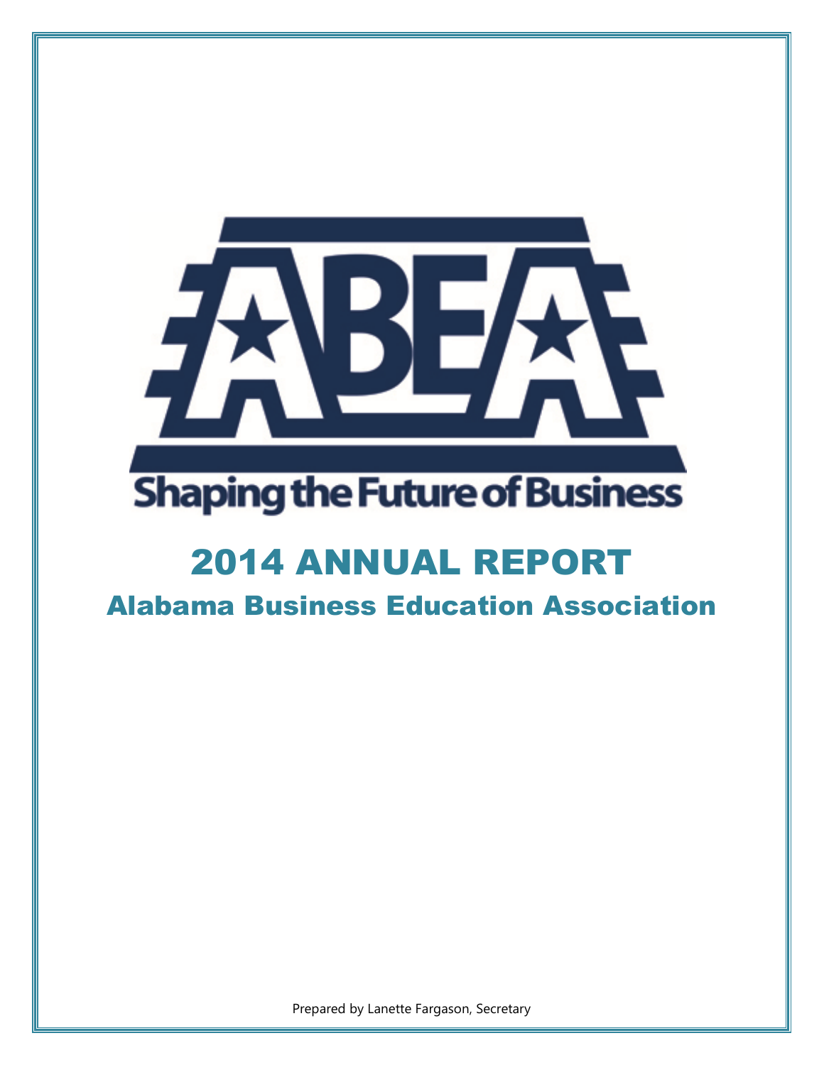ABEA

Shaping the Future of Business

# 2014 ANNUAL REPORT

## Alabama Business Education Association

Prepared by Lanette Fargason, Secretary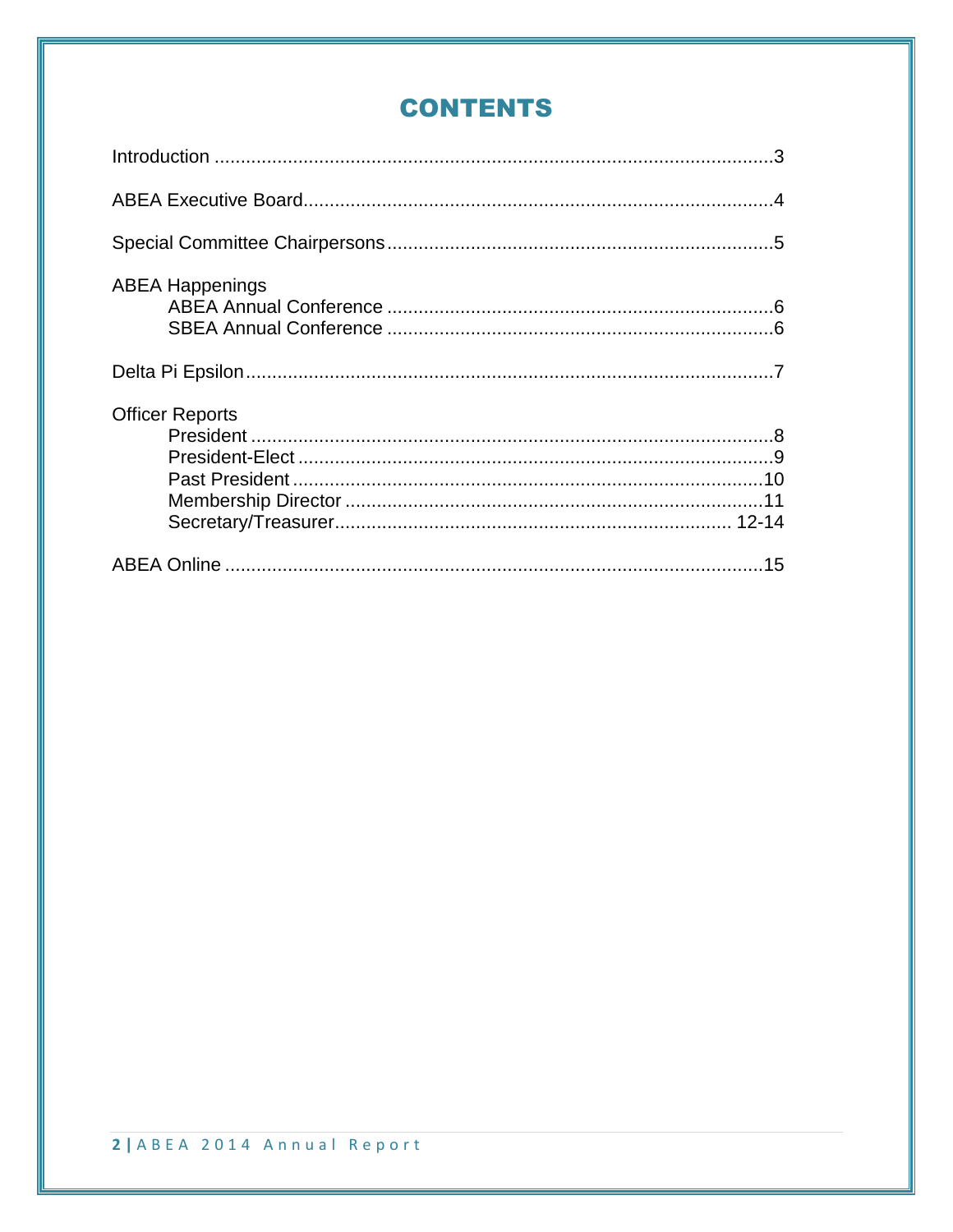# CONTENTS

Introduction ....................................................................................................3

ABEA Executive Board..................................................................................4

Special Committee Chairpersons ..................................................................5

ABEA Happenings
- ABEA Annual Conference ..........................................................................6
- SBEA Annual Conference ..........................................................................6

Delta Pi Epsilon..............................................................................................7

Officer Reports
- President ....................................................................................................8
- President-Elect ...........................................................................................9
- Past President ..........................................................................................10
- Membership Director ................................................................................11
- Secretary/Treasurer............................................................................ 12-14

ABEA Online ................................................................................................15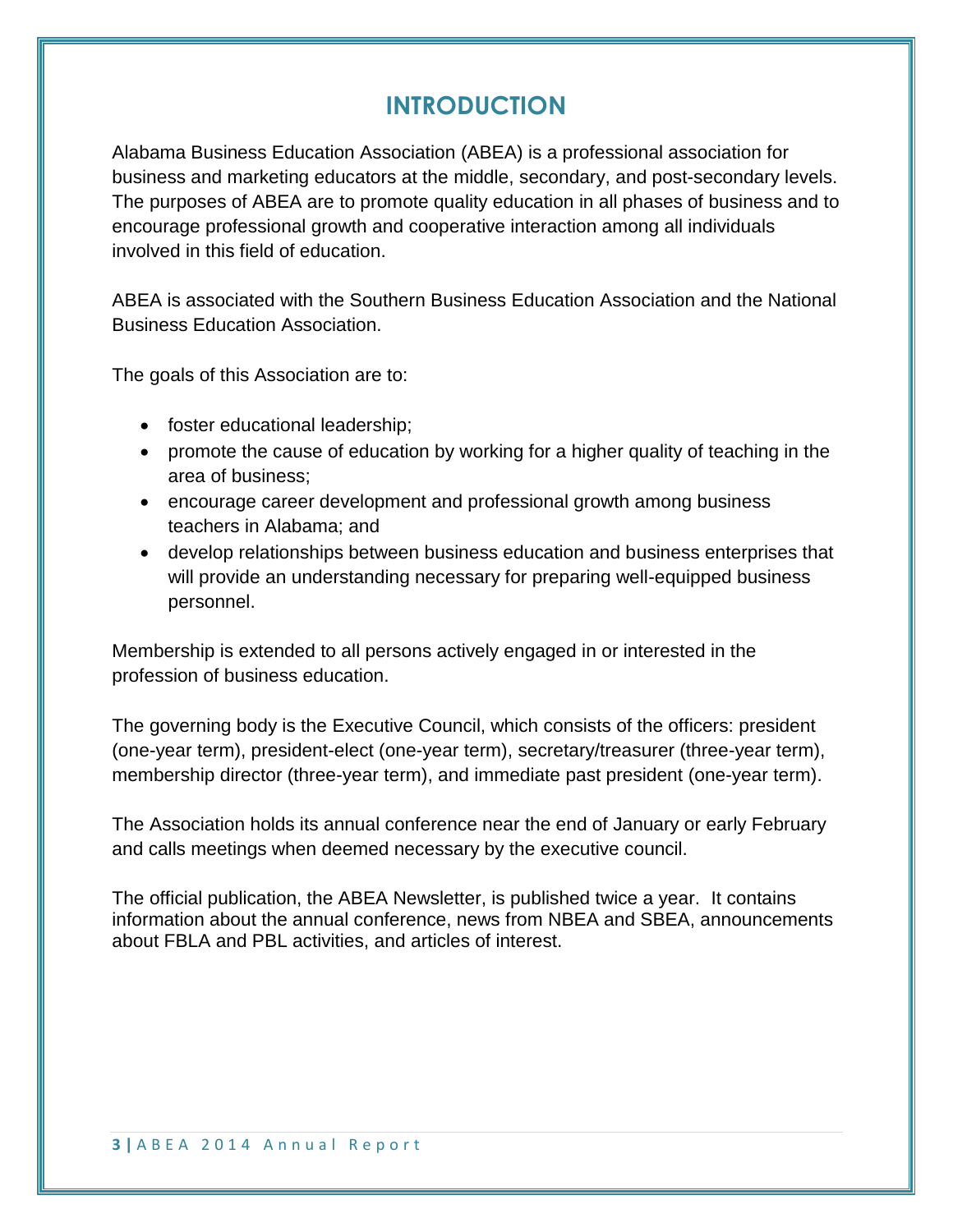# INTRODUCTION

Alabama Business Education Association (ABEA) is a professional association for business and marketing educators at the middle, secondary, and post-secondary levels. The purposes of ABEA are to promote quality education in all phases of business and to encourage professional growth and cooperative interaction among all individuals involved in this field of education.

ABEA is associated with the Southern Business Education Association and the National Business Education Association.

The goals of this Association are to:

- foster educational leadership;
- promote the cause of education by working for a higher quality of teaching in the area of business;
- encourage career development and professional growth among business teachers in Alabama; and
- develop relationships between business education and business enterprises that will provide an understanding necessary for preparing well-equipped business personnel.

Membership is extended to all persons actively engaged in or interested in the profession of business education.

The governing body is the Executive Council, which consists of the officers: president (one-year term), president-elect (one-year term), secretary/treasurer (three-year term), membership director (three-year term), and immediate past president (one-year term).

The Association holds its annual conference near the end of January or early February and calls meetings when deemed necessary by the executive council.

The official publication, the ABEA Newsletter, is published twice a year. It contains information about the annual conference, news from NBEA and SBEA, announcements about FBLA and PBL activities, and articles of interest.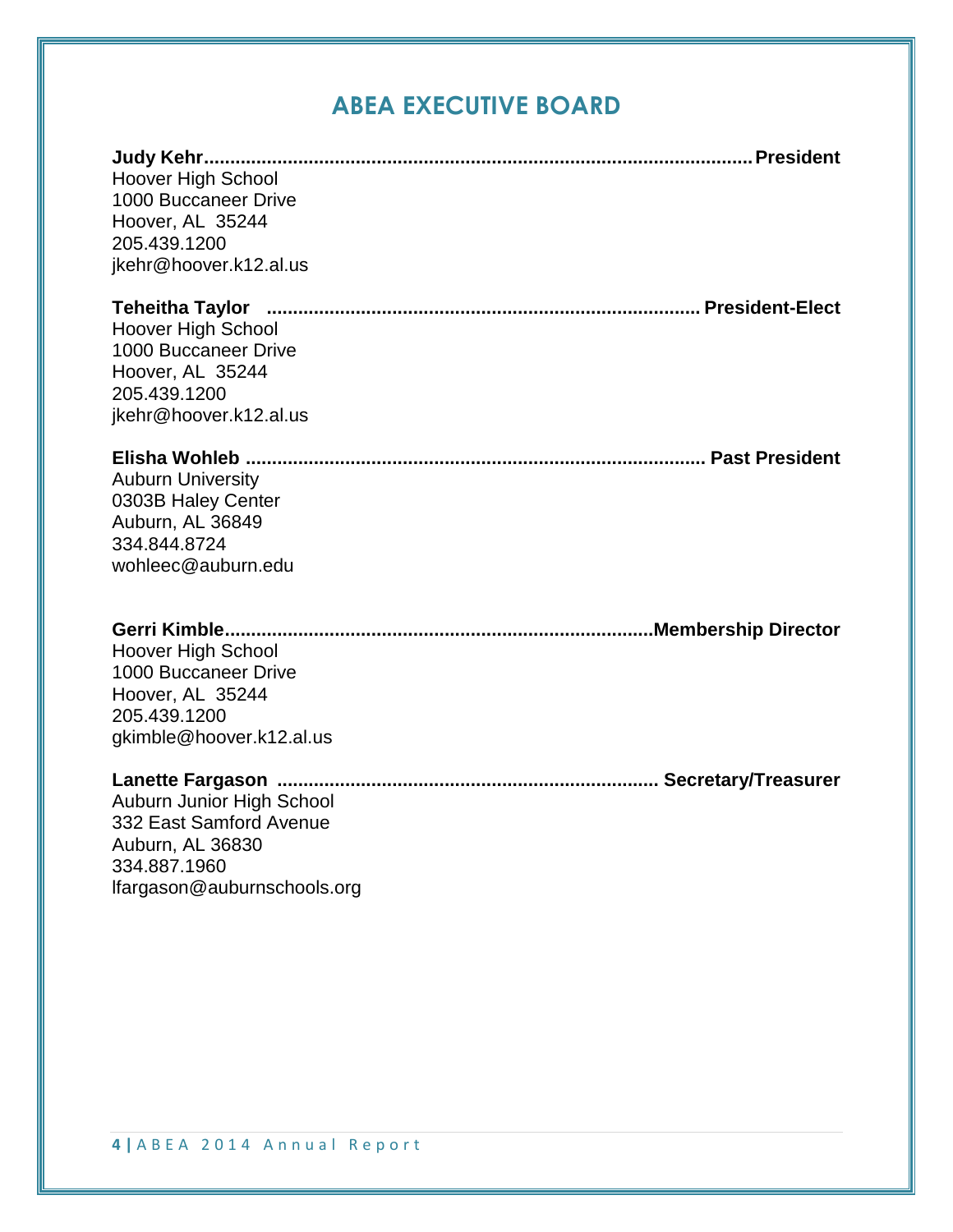# ABEA EXECUTIVE BOARD

**Judy Kehr........................................................................................................President**
Hoover High School
1000 Buccaneer Drive
Hoover, AL 35244
205.439.1200
jkehr@hoover.k12.al.us

**Teheitha Taylor ................................................................................. President-Elect**
Hoover High School
1000 Buccaneer Drive
Hoover, AL 35244
205.439.1200
jkehr@hoover.k12.al.us

**Elisha Wohleb ...................................................................................... Past President**
Auburn University
0303B Haley Center
Auburn, AL 36849
334.844.8724
wohleec@auburn.edu

**Gerri Kimble.................................................................................Membership Director**
Hoover High School
1000 Buccaneer Drive
Hoover, AL 35244
205.439.1200
gkimble@hoover.k12.al.us

**Lanette Fargason ....................................................................... Secretary/Treasurer**
Auburn Junior High School
332 East Samford Avenue
Auburn, AL 36830
334.887.1960
lfargason@auburnschools.org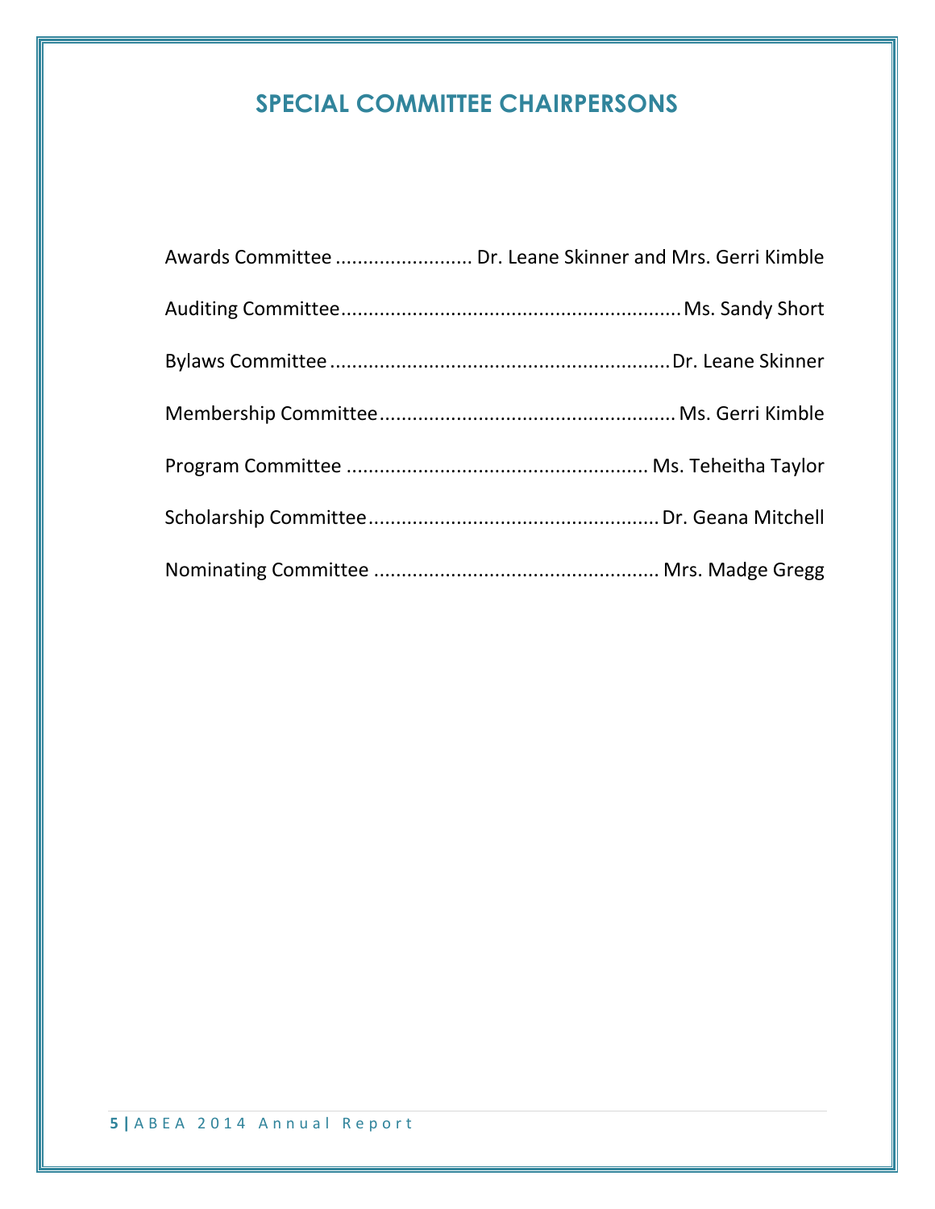# SPECIAL COMMITTEE CHAIRPERSONS

Awards Committee ........................ Dr. Leane Skinner and Mrs. Gerri Kimble

Auditing Committee............................................................ Ms. Sandy Short

Bylaws Committee ............................................................ Dr. Leane Skinner

Membership Committee..................................................... Ms. Gerri Kimble

Program Committee ...................................................... Ms. Teheitha Taylor

Scholarship Committee.................................................... Dr. Geana Mitchell

Nominating Committee ................................................... Mrs. Madge Gregg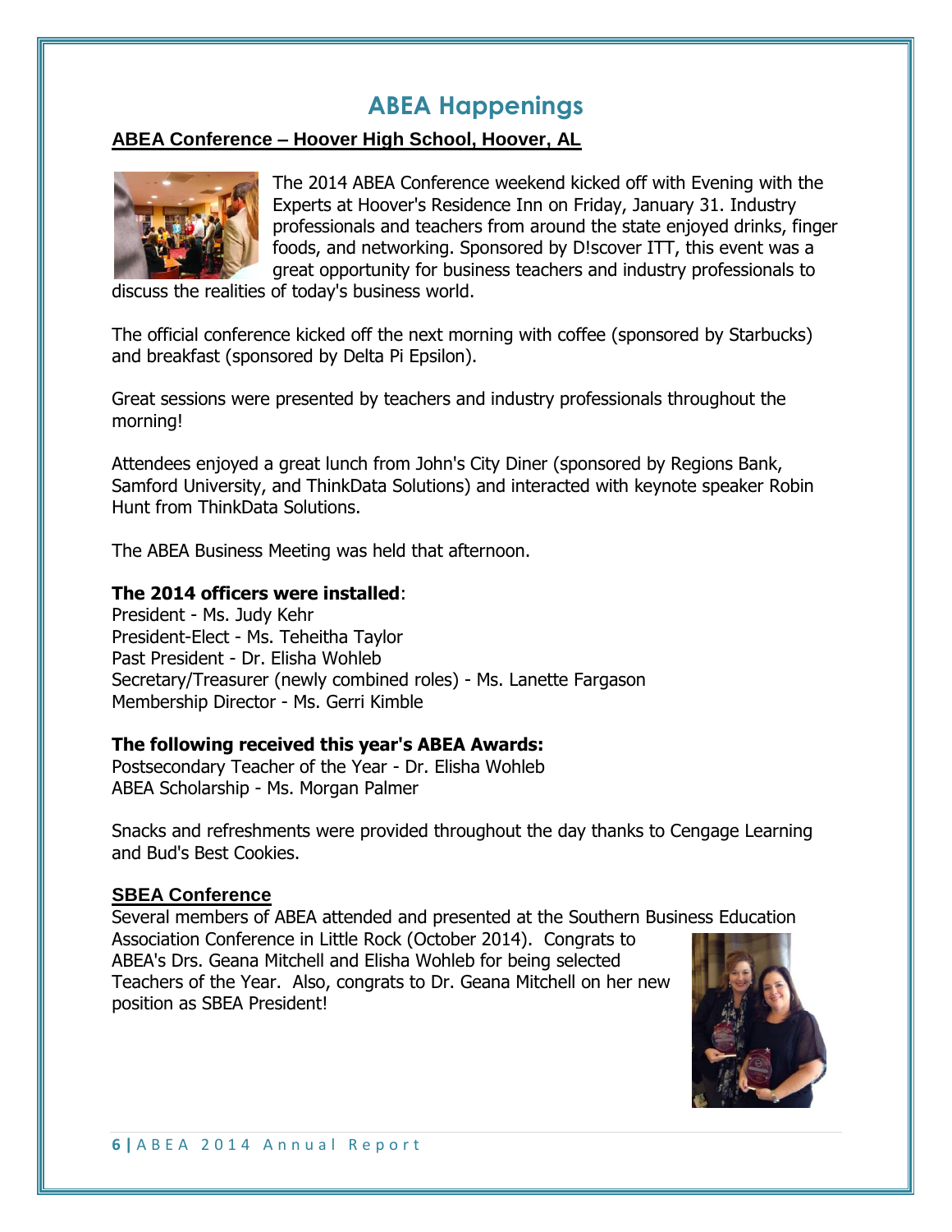# ABEA Happenings

## ABEA Conference – Hoover High School, Hoover, AL

The 2014 ABEA Conference weekend kicked off with Evening with the Experts at Hoover's Residence Inn on Friday, January 31. Industry professionals and teachers from around the state enjoyed drinks, finger foods, and networking. Sponsored by D!scover ITT, this event was a great opportunity for business teachers and industry professionals to discuss the realities of today's business world.

The official conference kicked off the next morning with coffee (sponsored by Starbucks) and breakfast (sponsored by Delta Pi Epsilon).

Great sessions were presented by teachers and industry professionals throughout the morning!

Attendees enjoyed a great lunch from John's City Diner (sponsored by Regions Bank, Samford University, and ThinkData Solutions) and interacted with keynote speaker Robin Hunt from ThinkData Solutions.

The ABEA Business Meeting was held that afternoon.

**The 2014 officers were installed**:
President - Ms. Judy Kehr
President-Elect - Ms. Teheitha Taylor
Past President - Dr. Elisha Wohleb
Secretary/Treasurer (newly combined roles) - Ms. Lanette Fargason
Membership Director - Ms. Gerri Kimble

**The following received this year's ABEA Awards:**
Postsecondary Teacher of the Year - Dr. Elisha Wohleb
ABEA Scholarship - Ms. Morgan Palmer

Snacks and refreshments were provided throughout the day thanks to Cengage Learning and Bud's Best Cookies.

## SBEA Conference

Several members of ABEA attended and presented at the Southern Business Education Association Conference in Little Rock (October 2014). Congrats to ABEA's Drs. Geana Mitchell and Elisha Wohleb for being selected Teachers of the Year. Also, congrats to Dr. Geana Mitchell on her new position as SBEA President!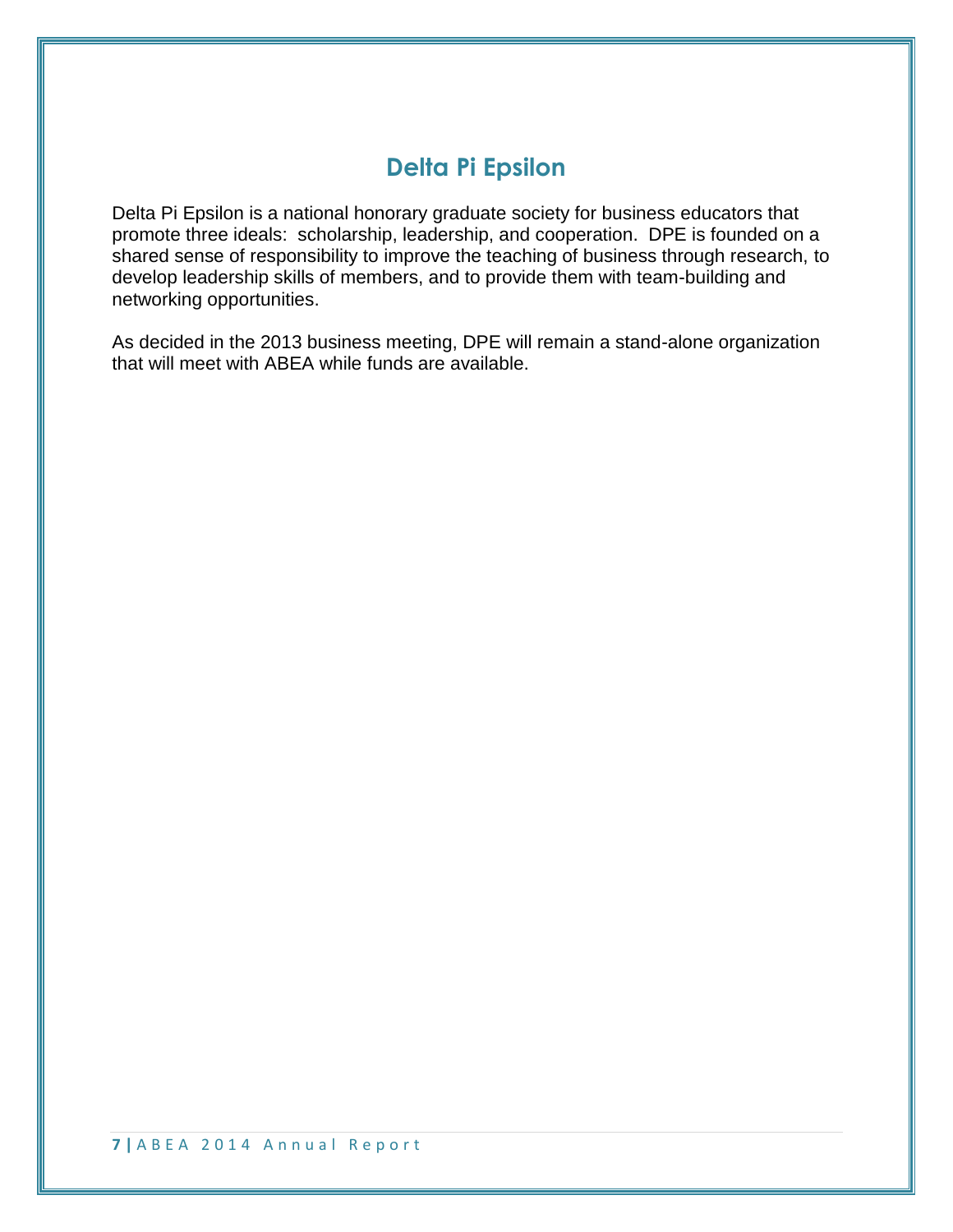# Delta Pi Epsilon

Delta Pi Epsilon is a national honorary graduate society for business educators that promote three ideals: scholarship, leadership, and cooperation. DPE is founded on a shared sense of responsibility to improve the teaching of business through research, to develop leadership skills of members, and to provide them with team-building and networking opportunities.

As decided in the 2013 business meeting, DPE will remain a stand-alone organization that will meet with ABEA while funds are available.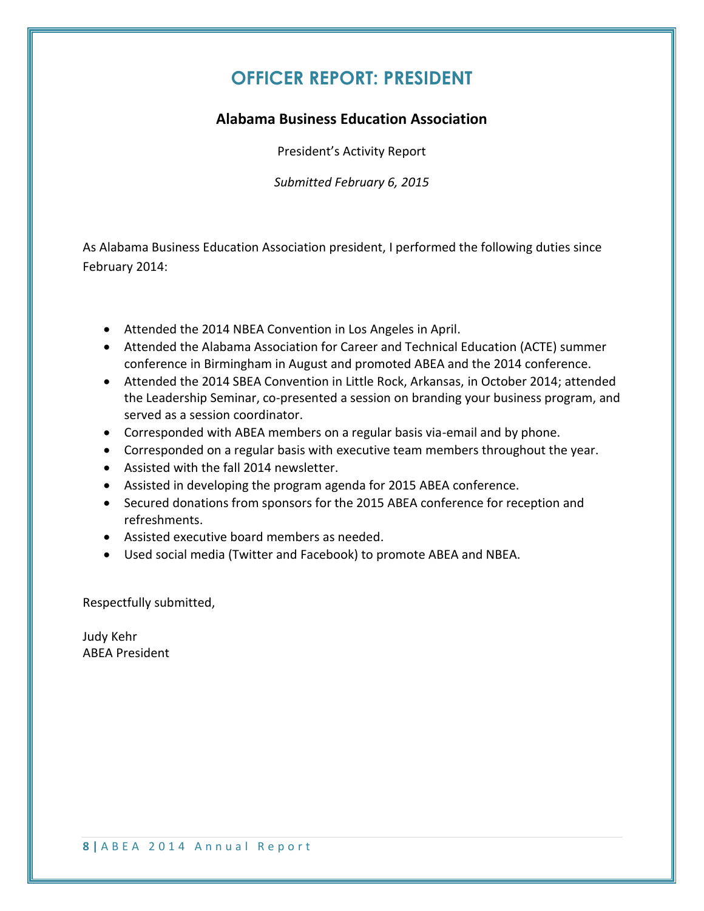# OFFICER REPORT: PRESIDENT

## Alabama Business Education Association

President's Activity Report

*Submitted February 6, 2015*

As Alabama Business Education Association president, I performed the following duties since February 2014:

- Attended the 2014 NBEA Convention in Los Angeles in April.
- Attended the Alabama Association for Career and Technical Education (ACTE) summer conference in Birmingham in August and promoted ABEA and the 2014 conference.
- Attended the 2014 SBEA Convention in Little Rock, Arkansas, in October 2014; attended the Leadership Seminar, co-presented a session on branding your business program, and served as a session coordinator.
- Corresponded with ABEA members on a regular basis via-email and by phone.
- Corresponded on a regular basis with executive team members throughout the year.
- Assisted with the fall 2014 newsletter.
- Assisted in developing the program agenda for 2015 ABEA conference.
- Secured donations from sponsors for the 2015 ABEA conference for reception and refreshments.
- Assisted executive board members as needed.
- Used social media (Twitter and Facebook) to promote ABEA and NBEA.

Respectfully submitted,

Judy Kehr
ABEA President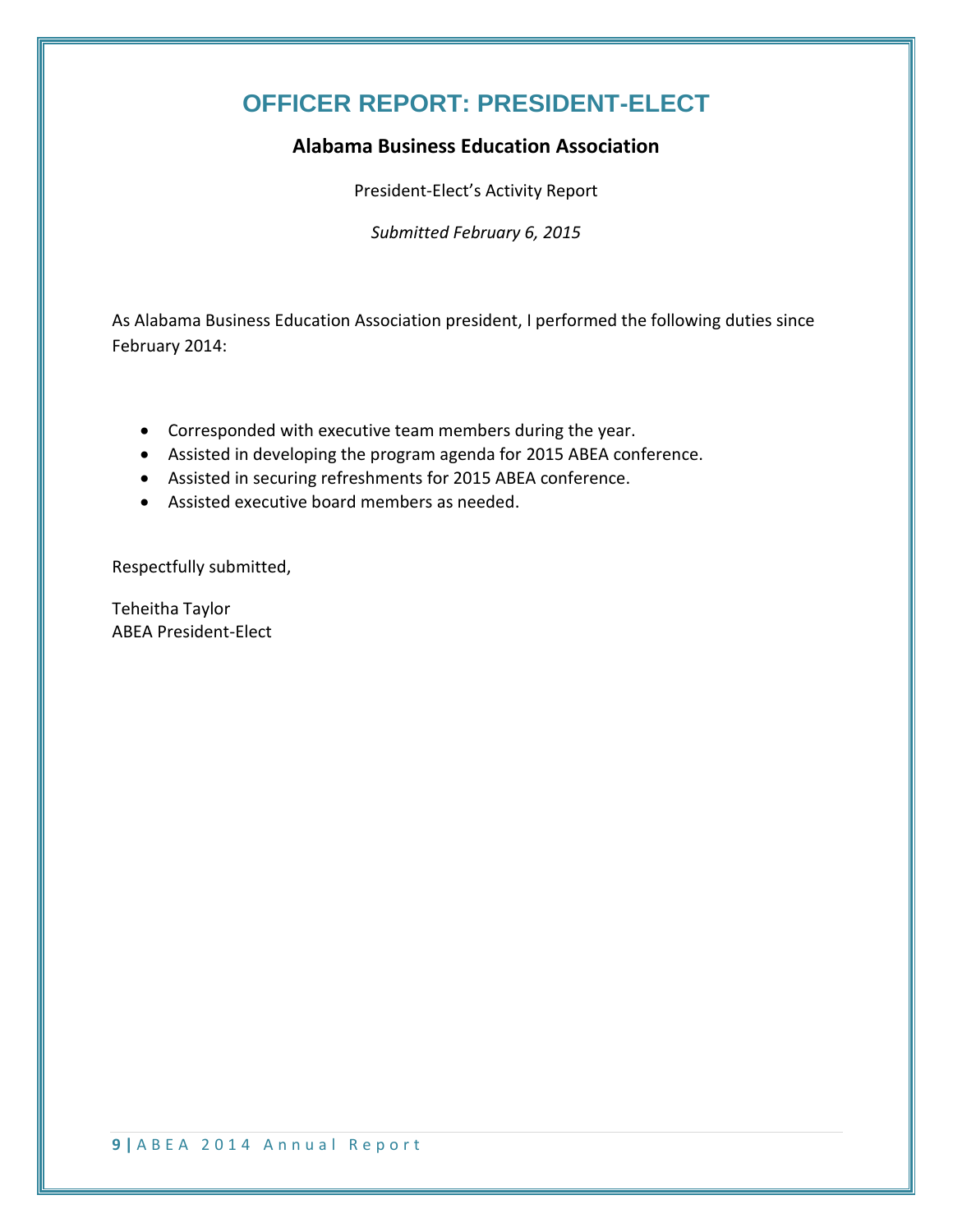# OFFICER REPORT: PRESIDENT-ELECT

**Alabama Business Education Association**

President-Elect's Activity Report

*Submitted February 6, 2015*

As Alabama Business Education Association president, I performed the following duties since February 2014:

- Corresponded with executive team members during the year.
- Assisted in developing the program agenda for 2015 ABEA conference.
- Assisted in securing refreshments for 2015 ABEA conference.
- Assisted executive board members as needed.

Respectfully submitted,

Teheitha Taylor
ABEA President-Elect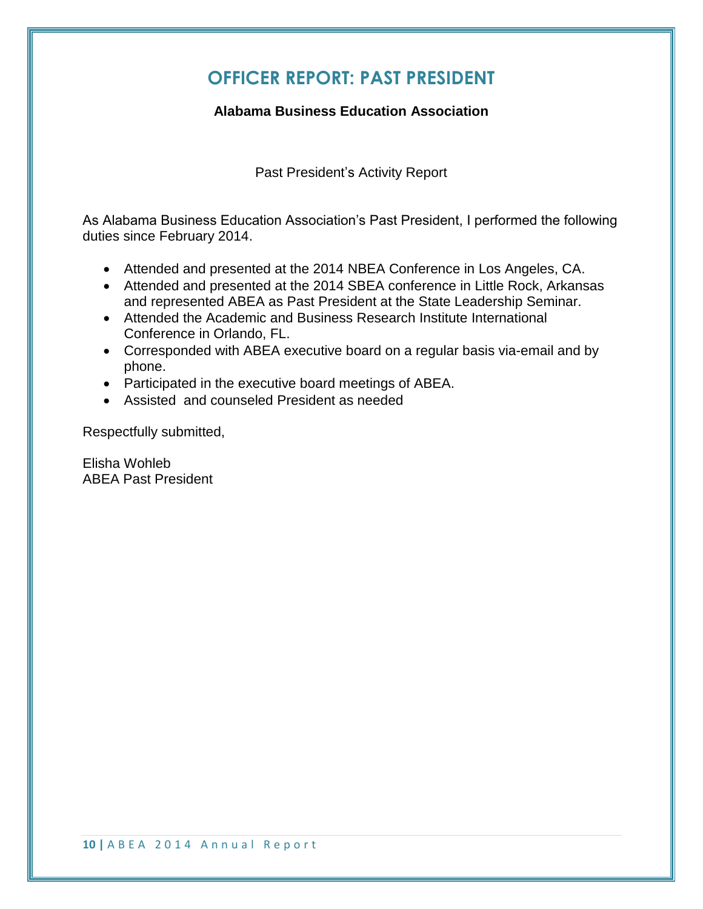# OFFICER REPORT: PAST PRESIDENT

**Alabama Business Education Association**

Past President's Activity Report

As Alabama Business Education Association's Past President, I performed the following duties since February 2014.

- Attended and presented at the 2014 NBEA Conference in Los Angeles, CA.
- Attended and presented at the 2014 SBEA conference in Little Rock, Arkansas and represented ABEA as Past President at the State Leadership Seminar.
- Attended the Academic and Business Research Institute International Conference in Orlando, FL.
- Corresponded with ABEA executive board on a regular basis via-email and by phone.
- Participated in the executive board meetings of ABEA.
- Assisted and counseled President as needed

Respectfully submitted,

Elisha Wohleb
ABEA Past President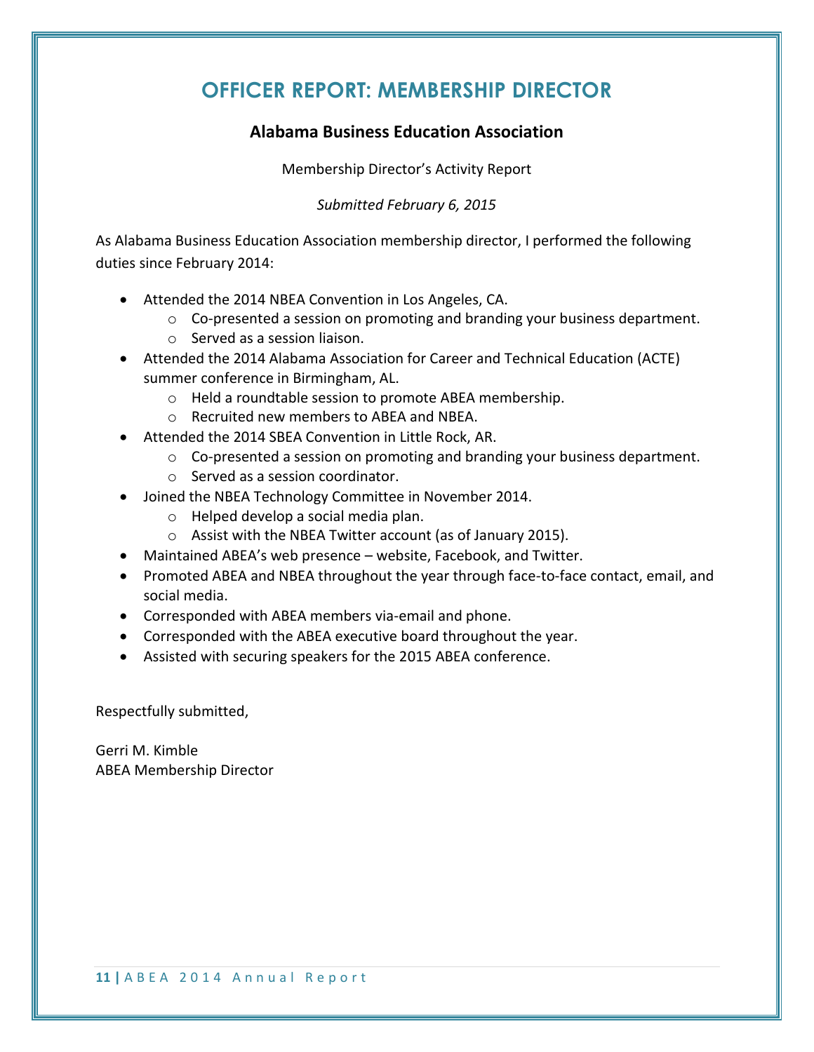# OFFICER REPORT: MEMBERSHIP DIRECTOR

## Alabama Business Education Association

Membership Director's Activity Report

*Submitted February 6, 2015*

As Alabama Business Education Association membership director, I performed the following duties since February 2014:

- Attended the 2014 NBEA Convention in Los Angeles, CA.
  - Co-presented a session on promoting and branding your business department.
  - Served as a session liaison.
- Attended the 2014 Alabama Association for Career and Technical Education (ACTE) summer conference in Birmingham, AL.
  - Held a roundtable session to promote ABEA membership.
  - Recruited new members to ABEA and NBEA.
- Attended the 2014 SBEA Convention in Little Rock, AR.
  - Co-presented a session on promoting and branding your business department.
  - Served as a session coordinator.
- Joined the NBEA Technology Committee in November 2014.
  - Helped develop a social media plan.
  - Assist with the NBEA Twitter account (as of January 2015).
- Maintained ABEA's web presence – website, Facebook, and Twitter.
- Promoted ABEA and NBEA throughout the year through face-to-face contact, email, and social media.
- Corresponded with ABEA members via-email and phone.
- Corresponded with the ABEA executive board throughout the year.
- Assisted with securing speakers for the 2015 ABEA conference.

Respectfully submitted,

Gerri M. Kimble
ABEA Membership Director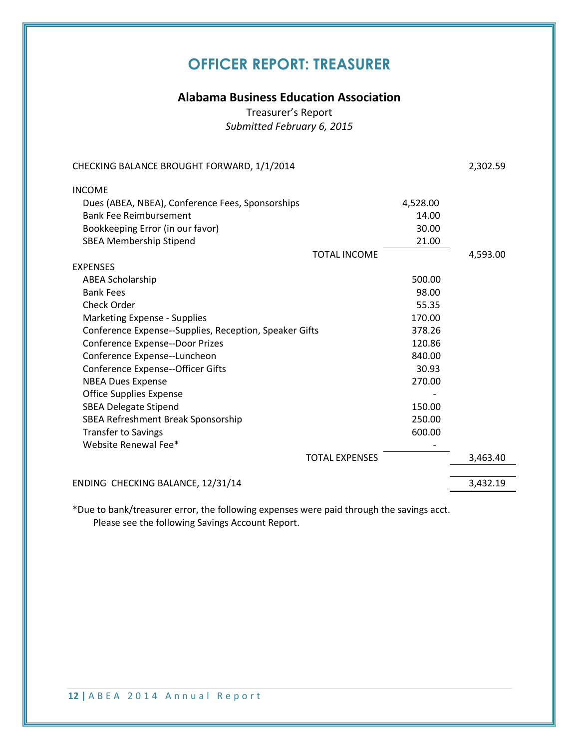# OFFICER REPORT: TREASURER

## Alabama Business Education Association

Treasurer's Report

*Submitted February 6, 2015*

| | | |
|---|---|---|
| CHECKING BALANCE BROUGHT FORWARD, 1/1/2014 | | 2,302.59 |
| INCOME | | |
| Dues (ABEA, NBEA), Conference Fees, Sponsorships | 4,528.00 | |
| Bank Fee Reimbursement | 14.00 | |
| Bookkeeping Error (in our favor) | 30.00 | |
| SBEA Membership Stipend | 21.00 | |
| TOTAL INCOME | | 4,593.00 |
| EXPENSES | | |
| ABEA Scholarship | 500.00 | |
| Bank Fees | 98.00 | |
| Check Order | 55.35 | |
| Marketing Expense - Supplies | 170.00 | |
| Conference Expense--Supplies, Reception, Speaker Gifts | 378.26 | |
| Conference Expense--Door Prizes | 120.86 | |
| Conference Expense--Luncheon | 840.00 | |
| Conference Expense--Officer Gifts | 30.93 | |
| NBEA Dues Expense | 270.00 | |
| Office Supplies Expense | - | |
| SBEA Delegate Stipend | 150.00 | |
| SBEA Refreshment Break Sponsorship | 250.00 | |
| Transfer to Savings | 600.00 | |
| Website Renewal Fee* | - | |
| TOTAL EXPENSES | | 3,463.40 |
| ENDING CHECKING BALANCE, 12/31/14 | | 3,432.19 |

*Due to bank/treasurer error, the following expenses were paid through the savings acct. Please see the following Savings Account Report.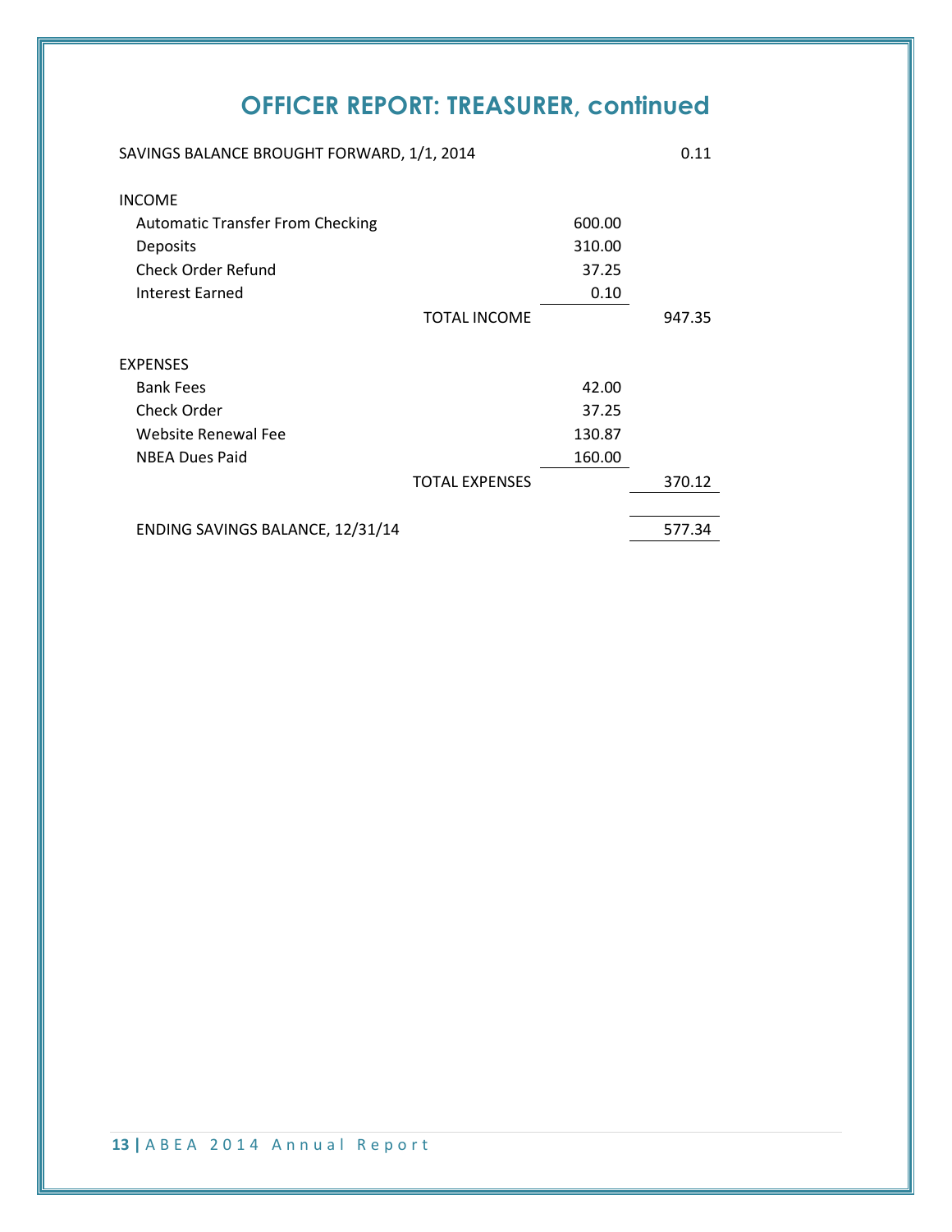# OFFICER REPORT: TREASURER, continued

| | | | |
|---|---|---|---|
| SAVINGS BALANCE BROUGHT FORWARD, 1/1, 2014 | | | 0.11 |
| INCOME | | | |
| Automatic Transfer From Checking | | 600.00 | |
| Deposits | | 310.00 | |
| Check Order Refund | | 37.25 | |
| Interest Earned | | 0.10 | |
| | TOTAL INCOME | | 947.35 |
| EXPENSES | | | |
| Bank Fees | | 42.00 | |
| Check Order | | 37.25 | |
| Website Renewal Fee | | 130.87 | |
| NBEA Dues Paid | | 160.00 | |
| | TOTAL EXPENSES | | 370.12 |
| ENDING SAVINGS BALANCE, 12/31/14 | | | 577.34 |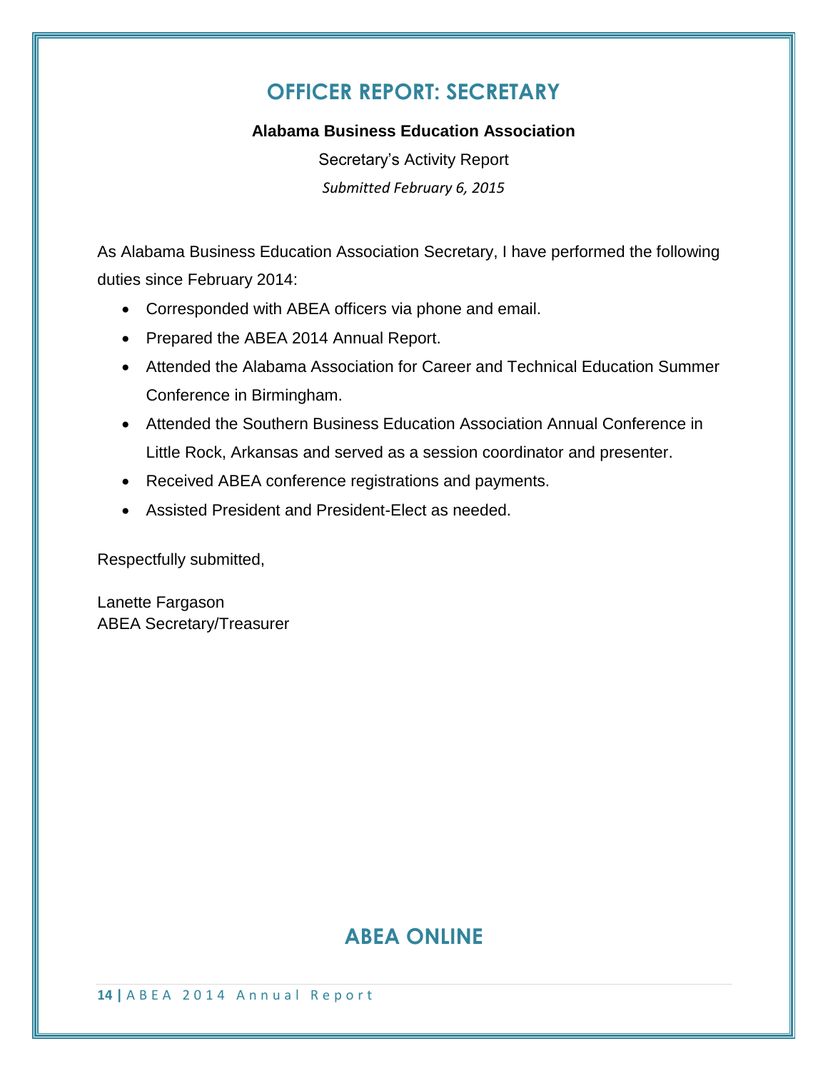# OFFICER REPORT: SECRETARY

**Alabama Business Education Association**

Secretary's Activity Report

*Submitted February 6, 2015*

As Alabama Business Education Association Secretary, I have performed the following duties since February 2014:

- Corresponded with ABEA officers via phone and email.
- Prepared the ABEA 2014 Annual Report.
- Attended the Alabama Association for Career and Technical Education Summer Conference in Birmingham.
- Attended the Southern Business Education Association Annual Conference in Little Rock, Arkansas and served as a session coordinator and presenter.
- Received ABEA conference registrations and payments.
- Assisted President and President-Elect as needed.

Respectfully submitted,

Lanette Fargason
ABEA Secretary/Treasurer

# ABEA ONLINE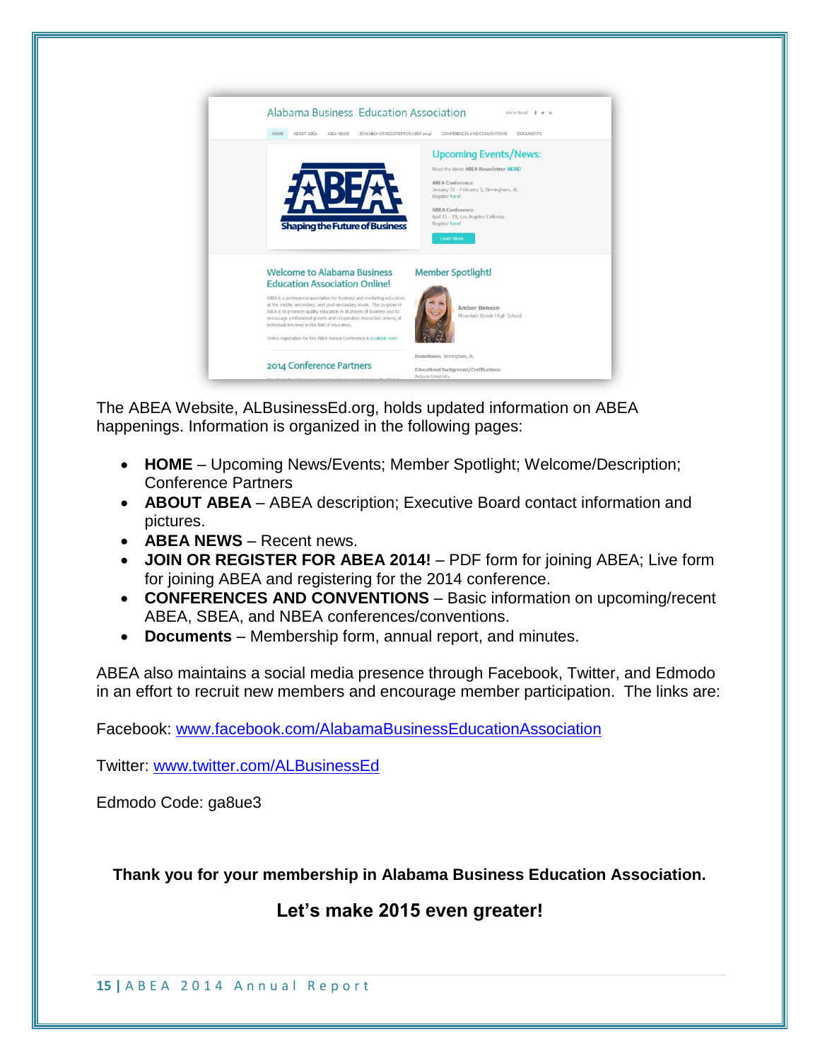The ABEA Website, ALBusinessEd.org, holds updated information on ABEA happenings. Information is organized in the following pages:

- **HOME** – Upcoming News/Events; Member Spotlight; Welcome/Description; Conference Partners
- **ABOUT ABEA** – ABEA description; Executive Board contact information and pictures.
- **ABEA NEWS** – Recent news.
- **JOIN OR REGISTER FOR ABEA 2014!** – PDF form for joining ABEA; Live form for joining ABEA and registering for the 2014 conference.
- **CONFERENCES AND CONVENTIONS** – Basic information on upcoming/recent ABEA, SBEA, and NBEA conferences/conventions.
- **Documents** – Membership form, annual report, and minutes.

ABEA also maintains a social media presence through Facebook, Twitter, and Edmodo in an effort to recruit new members and encourage member participation. The links are:

Facebook: [www.facebook.com/AlabamaBusinessEducationAssociation](www.facebook.com/AlabamaBusinessEducationAssociation)

Twitter: [www.twitter.com/ALBusinessEd](www.twitter.com/ALBusinessEd)

Edmodo Code: ga8ue3

**Thank you for your membership in Alabama Business Education Association.**

**Let's make 2015 even greater!**